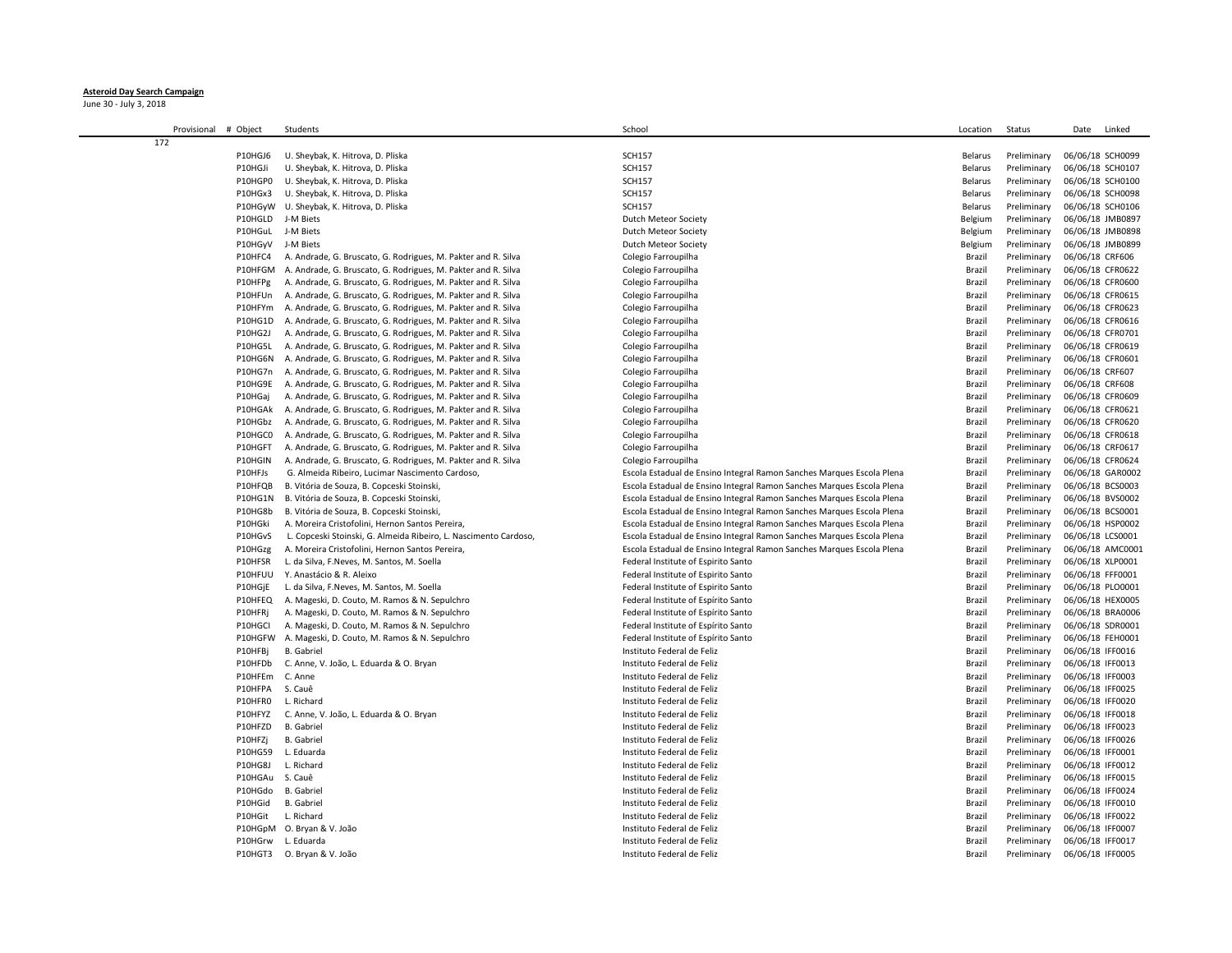**Asteroid Day Search Campaign**

June 30 - July 3, 2018

| Provisional # | Object | Students | School | Location | Status | Date | Linked |
|---|---|---|---|---|---|---|---|
| 172 | | | | | | | |
| | P10HGJ6 | U. Sheybak, K. Hitrova, D. Pliska | SCH157 | Belarus | Preliminary | 06/06/18 | SCH0099 |
| | P10HGJi | U. Sheybak, K. Hitrova, D. Pliska | SCH157 | Belarus | Preliminary | 06/06/18 | SCH0107 |
| | P10HGP0 | U. Sheybak, K. Hitrova, D. Pliska | SCH157 | Belarus | Preliminary | 06/06/18 | SCH0100 |
| | P10HGx3 | U. Sheybak, K. Hitrova, D. Pliska | SCH157 | Belarus | Preliminary | 06/06/18 | SCH0098 |
| | P10HGyW | U. Sheybak, K. Hitrova, D. Pliska | SCH157 | Belarus | Preliminary | 06/06/18 | SCH0106 |
| | P10HGLD | J-M Biets | Dutch Meteor Society | Belgium | Preliminary | 06/06/18 | JMB0897 |
| | P10HGuL | J-M Biets | Dutch Meteor Society | Belgium | Preliminary | 06/06/18 | JMB0898 |
| | P10HGyV | J-M Biets | Dutch Meteor Society | Belgium | Preliminary | 06/06/18 | JMB0899 |
| | P10HFC4 | A. Andrade, G. Bruscato, G. Rodrigues, M. Pakter and R. Silva | Colegio Farroupilha | Brazil | Preliminary | 06/06/18 | CRF606 |
| | P10HFGM | A. Andrade, G. Bruscato, G. Rodrigues, M. Pakter and R. Silva | Colegio Farroupilha | Brazil | Preliminary | 06/06/18 | CFR0622 |
| | P10HFPg | A. Andrade, G. Bruscato, G. Rodrigues, M. Pakter and R. Silva | Colegio Farroupilha | Brazil | Preliminary | 06/06/18 | CFR0600 |
| | P10HFUn | A. Andrade, G. Bruscato, G. Rodrigues, M. Pakter and R. Silva | Colegio Farroupilha | Brazil | Preliminary | 06/06/18 | CFR0615 |
| | P10HFYm | A. Andrade, G. Bruscato, G. Rodrigues, M. Pakter and R. Silva | Colegio Farroupilha | Brazil | Preliminary | 06/06/18 | CFR0623 |
| | P10HG1D | A. Andrade, G. Bruscato, G. Rodrigues, M. Pakter and R. Silva | Colegio Farroupilha | Brazil | Preliminary | 06/06/18 | CFR0616 |
| | P10HG2J | A. Andrade, G. Bruscato, G. Rodrigues, M. Pakter and R. Silva | Colegio Farroupilha | Brazil | Preliminary | 06/06/18 | CFR0701 |
| | P10HG5L | A. Andrade, G. Bruscato, G. Rodrigues, M. Pakter and R. Silva | Colegio Farroupilha | Brazil | Preliminary | 06/06/18 | CFR0619 |
| | P10HG6N | A. Andrade, G. Bruscato, G. Rodrigues, M. Pakter and R. Silva | Colegio Farroupilha | Brazil | Preliminary | 06/06/18 | CFR0601 |
| | P10HG7n | A. Andrade, G. Bruscato, G. Rodrigues, M. Pakter and R. Silva | Colegio Farroupilha | Brazil | Preliminary | 06/06/18 | CRF607 |
| | P10HG9E | A. Andrade, G. Bruscato, G. Rodrigues, M. Pakter and R. Silva | Colegio Farroupilha | Brazil | Preliminary | 06/06/18 | CRF608 |
| | P10HGaj | A. Andrade, G. Bruscato, G. Rodrigues, M. Pakter and R. Silva | Colegio Farroupilha | Brazil | Preliminary | 06/06/18 | CFR0609 |
| | P10HGAk | A. Andrade, G. Bruscato, G. Rodrigues, M. Pakter and R. Silva | Colegio Farroupilha | Brazil | Preliminary | 06/06/18 | CFR0621 |
| | P10HGbz | A. Andrade, G. Bruscato, G. Rodrigues, M. Pakter and R. Silva | Colegio Farroupilha | Brazil | Preliminary | 06/06/18 | CFR0620 |
| | P10HGC0 | A. Andrade, G. Bruscato, G. Rodrigues, M. Pakter and R. Silva | Colegio Farroupilha | Brazil | Preliminary | 06/06/18 | CFR0618 |
| | P10HGFT | A. Andrade, G. Bruscato, G. Rodrigues, M. Pakter and R. Silva | Colegio Farroupilha | Brazil | Preliminary | 06/06/18 | CRF0617 |
| | P10HGIN | A. Andrade, G. Bruscato, G. Rodrigues, M. Pakter and R. Silva | Colegio Farroupilha | Brazil | Preliminary | 06/06/18 | CFR0624 |
| | P10HFJs | G. Almeida Ribeiro, Lucimar Nascimento Cardoso, | Escola Estadual de Ensino Integral Ramon Sanches Marques Escola Plena | Brazil | Preliminary | 06/06/18 | GAR0002 |
| | P10HFQB | B. Vitória de Souza, B. Copceski Stoinski, | Escola Estadual de Ensino Integral Ramon Sanches Marques Escola Plena | Brazil | Preliminary | 06/06/18 | BCS0003 |
| | P10HG1N | B. Vitória de Souza, B. Copceski Stoinski, | Escola Estadual de Ensino Integral Ramon Sanches Marques Escola Plena | Brazil | Preliminary | 06/06/18 | BVS0002 |
| | P10HG8b | B. Vitória de Souza, B. Copceski Stoinski, | Escola Estadual de Ensino Integral Ramon Sanches Marques Escola Plena | Brazil | Preliminary | 06/06/18 | BCS0001 |
| | P10HGki | A. Moreira Cristofolini, Hernon Santos Pereira, | Escola Estadual de Ensino Integral Ramon Sanches Marques Escola Plena | Brazil | Preliminary | 06/06/18 | HSP0002 |
| | P10HGvS | L. Copceski Stoinski, G. Almeida Ribeiro, L. Nascimento Cardoso, | Escola Estadual de Ensino Integral Ramon Sanches Marques Escola Plena | Brazil | Preliminary | 06/06/18 | LCS0001 |
| | P10HGzg | A. Moreira Cristofolini, Hernon Santos Pereira, | Escola Estadual de Ensino Integral Ramon Sanches Marques Escola Plena | Brazil | Preliminary | 06/06/18 | AMC0001 |
| | P10HFSR | L. da Silva, F.Neves, M. Santos, M. Soella | Federal Institute of Espirito Santo | Brazil | Preliminary | 06/06/18 | XLP0001 |
| | P10HFUU | Y. Anastácio & R. Aleixo | Federal Institute of Espirito Santo | Brazil | Preliminary | 06/06/18 | FFF0001 |
| | P10HGjE | L. da Silva, F.Neves, M. Santos, M. Soella | Federal Institute of Espirito Santo | Brazil | Preliminary | 06/06/18 | PLO0001 |
| | P10HFEQ | A. Mageski, D. Couto, M. Ramos & N. Sepulchro | Federal Institute of Espírito Santo | Brazil | Preliminary | 06/06/18 | HEX0005 |
| | P10HFRj | A. Mageski, D. Couto, M. Ramos & N. Sepulchro | Federal Institute of Espírito Santo | Brazil | Preliminary | 06/06/18 | BRA0006 |
| | P10HGCI | A. Mageski, D. Couto, M. Ramos & N. Sepulchro | Federal Institute of Espírito Santo | Brazil | Preliminary | 06/06/18 | SDR0001 |
| | P10HGFW | A. Mageski, D. Couto, M. Ramos & N. Sepulchro | Federal Institute of Espírito Santo | Brazil | Preliminary | 06/06/18 | FEH0001 |
| | P10HFBj | B. Gabriel | Instituto Federal de Feliz | Brazil | Preliminary | 06/06/18 | IFF0016 |
| | P10HFDb | C. Anne, V. João, L. Eduarda & O. Bryan | Instituto Federal de Feliz | Brazil | Preliminary | 06/06/18 | IFF0013 |
| | P10HFEm | C. Anne | Instituto Federal de Feliz | Brazil | Preliminary | 06/06/18 | IFF0003 |
| | P10HFPA | S. Cauê | Instituto Federal de Feliz | Brazil | Preliminary | 06/06/18 | IFF0025 |
| | P10HFR0 | L. Richard | Instituto Federal de Feliz | Brazil | Preliminary | 06/06/18 | IFF0020 |
| | P10HFYZ | C. Anne, V. João, L. Eduarda & O. Bryan | Instituto Federal de Feliz | Brazil | Preliminary | 06/06/18 | IFF0018 |
| | P10HFZD | B. Gabriel | Instituto Federal de Feliz | Brazil | Preliminary | 06/06/18 | IFF0023 |
| | P10HFZj | B. Gabriel | Instituto Federal de Feliz | Brazil | Preliminary | 06/06/18 | IFF0026 |
| | P10HG59 | L. Eduarda | Instituto Federal de Feliz | Brazil | Preliminary | 06/06/18 | IFF0001 |
| | P10HG8J | L. Richard | Instituto Federal de Feliz | Brazil | Preliminary | 06/06/18 | IFF0012 |
| | P10HGAu | S. Cauê | Instituto Federal de Feliz | Brazil | Preliminary | 06/06/18 | IFF0015 |
| | P10HGdo | B. Gabriel | Instituto Federal de Feliz | Brazil | Preliminary | 06/06/18 | IFF0024 |
| | P10HGid | B. Gabriel | Instituto Federal de Feliz | Brazil | Preliminary | 06/06/18 | IFF0010 |
| | P10HGit | L. Richard | Instituto Federal de Feliz | Brazil | Preliminary | 06/06/18 | IFF0022 |
| | P10HGpM | O. Bryan & V. João | Instituto Federal de Feliz | Brazil | Preliminary | 06/06/18 | IFF0007 |
| | P10HGrw | L. Eduarda | Instituto Federal de Feliz | Brazil | Preliminary | 06/06/18 | IFF0017 |
| | P10HGT3 | O. Bryan & V. João | Instituto Federal de Feliz | Brazil | Preliminary | 06/06/18 | IFF0005 |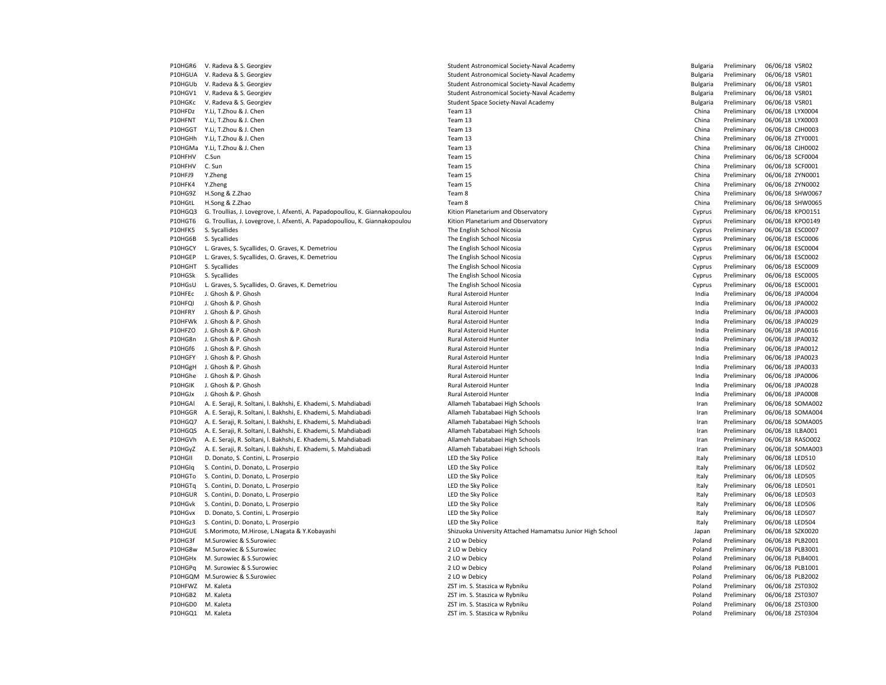| | | | | | | |
|---|---|---|---|---|---|---|
| P10HGR6 | V. Radeva & S. Georgiev | Student Astronomical Society-Naval Academy | Bulgaria | Preliminary | 06/06/18 | VSR02 |
| P10HGUA | V. Radeva & S. Georgiev | Student Astronomical Society-Naval Academy | Bulgaria | Preliminary | 06/06/18 | VSR01 |
| P10HGUb | V. Radeva & S. Georgiev | Student Astronomical Society-Naval Academy | Bulgaria | Preliminary | 06/06/18 | VSR01 |
| P10HGV1 | V. Radeva & S. Georgiev | Student Astronomical Society-Naval Academy | Bulgaria | Preliminary | 06/06/18 | VSR01 |
| P10HGKc | V. Radeva & S. Georgiev | Student Space Society-Naval Academy | Bulgaria | Preliminary | 06/06/18 | VSR01 |
| P10HFDz | Y.Li, T.Zhou & J. Chen | Team 13 | China | Preliminary | 06/06/18 | LYX0004 |
| P10HFNT | Y.Li, T.Zhou & J. Chen | Team 13 | China | Preliminary | 06/06/18 | LYX0003 |
| P10HGGT | Y.Li, T.Zhou & J. Chen | Team 13 | China | Preliminary | 06/06/18 | CJH0003 |
| P10HGHh | Y.Li, T.Zhou & J. Chen | Team 13 | China | Preliminary | 06/06/18 | ZTY0001 |
| P10HGMa | Y.Li, T.Zhou & J. Chen | Team 13 | China | Preliminary | 06/06/18 | CJH0002 |
| P10HFHV | C.Sun | Team 15 | China | Preliminary | 06/06/18 | SCF0004 |
| P10HFHV | C. Sun | Team 15 | China | Preliminary | 06/06/18 | SCF0001 |
| P10HFJ9 | Y.Zheng | Team 15 | China | Preliminary | 06/06/18 | ZYN0001 |
| P10HFK4 | Y.Zheng | Team 15 | China | Preliminary | 06/06/18 | ZYN0002 |
| P10HG9Z | H.Song & Z.Zhao | Team 8 | China | Preliminary | 06/06/18 | SHW0067 |
| P10HGtL | H.Song & Z.Zhao | Team 8 | China | Preliminary | 06/06/18 | SHW0065 |
| P10HGQ3 | G. Troullias, J. Lovegrove, I. Afxenti, A. Papadopoullou, K. Giannakopoulou | Kition Planetarium and Observatory | Cyprus | Preliminary | 06/06/18 | KPO0151 |
| P10HGT6 | G. Troullias, J. Lovegrove, I. Afxenti, A. Papadopoullou, K. Giannakopoulou | Kition Planetarium and Observatory | Cyprus | Preliminary | 06/06/18 | KPO0149 |
| P10HFK5 | S. Sycallides | The English School Nicosia | Cyprus | Preliminary | 06/06/18 | ESC0007 |
| P10HG6B | S. Sycallides | The English School Nicosia | Cyprus | Preliminary | 06/06/18 | ESC0006 |
| P10HGCY | L. Graves, S. Sycallides, O. Graves, K. Demetriou | The English School Nicosia | Cyprus | Preliminary | 06/06/18 | ESC0004 |
| P10HGEP | L. Graves, S. Sycallides, O. Graves, K. Demetriou | The English School Nicosia | Cyprus | Preliminary | 06/06/18 | ESC0002 |
| P10HGHT | S. Sycallides | The English School Nicosia | Cyprus | Preliminary | 06/06/18 | ESC0009 |
| P10HGSk | S. Sycallides | The English School Nicosia | Cyprus | Preliminary | 06/06/18 | ESC0005 |
| P10HGsU | L. Graves, S. Sycallides, O. Graves, K. Demetriou | The English School Nicosia | Cyprus | Preliminary | 06/06/18 | ESC0001 |
| P10HFEc | J. Ghosh & P. Ghosh | Rural Asteroid Hunter | India | Preliminary | 06/06/18 | JPA0004 |
| P10HFQl | J. Ghosh & P. Ghosh | Rural Asteroid Hunter | India | Preliminary | 06/06/18 | JPA0002 |
| P10HFRY | J. Ghosh & P. Ghosh | Rural Asteroid Hunter | India | Preliminary | 06/06/18 | JPA0003 |
| P10HFWk | J. Ghosh & P. Ghosh | Rural Asteroid Hunter | India | Preliminary | 06/06/18 | JPA0029 |
| P10HFZO | J. Ghosh & P. Ghosh | Rural Asteroid Hunter | India | Preliminary | 06/06/18 | JPA0016 |
| P10HG8n | J. Ghosh & P. Ghosh | Rural Asteroid Hunter | India | Preliminary | 06/06/18 | JPA0032 |
| P10HGf6 | J. Ghosh & P. Ghosh | Rural Asteroid Hunter | India | Preliminary | 06/06/18 | JPA0012 |
| P10HGFY | J. Ghosh & P. Ghosh | Rural Asteroid Hunter | India | Preliminary | 06/06/18 | JPA0023 |
| P10HGgH | J. Ghosh & P. Ghosh | Rural Asteroid Hunter | India | Preliminary | 06/06/18 | JPA0033 |
| P10HGhe | J. Ghosh & P. Ghosh | Rural Asteroid Hunter | India | Preliminary | 06/06/18 | JPA0006 |
| P10HGIK | J. Ghosh & P. Ghosh | Rural Asteroid Hunter | India | Preliminary | 06/06/18 | JPA0028 |
| P10HGJx | J. Ghosh & P. Ghosh | Rural Asteroid Hunter | India | Preliminary | 06/06/18 | JPA0008 |
| P10HGAl | A. E. Seraji, R. Soltani, I. Bakhshi, E. Khademi, S. Mahdiabadi | Allameh Tabatabaei High Schools | Iran | Preliminary | 06/06/18 | SOMA002 |
| P10HGGR | A. E. Seraji, R. Soltani, I. Bakhshi, E. Khademi, S. Mahdiabadi | Allameh Tabatabaei High Schools | Iran | Preliminary | 06/06/18 | SOMA004 |
| P10HGQ7 | A. E. Seraji, R. Soltani, I. Bakhshi, E. Khademi, S. Mahdiabadi | Allameh Tabatabaei High Schools | Iran | Preliminary | 06/06/18 | SOMA005 |
| P10HGQS | A. E. Seraji, R. Soltani, I. Bakhshi, E. Khademi, S. Mahdiabadi | Allameh Tabatabaei High Schools | Iran | Preliminary | 06/06/18 | ILBA001 |
| P10HGVh | A. E. Seraji, R. Soltani, I. Bakhshi, E. Khademi, S. Mahdiabadi | Allameh Tabatabaei High Schools | Iran | Preliminary | 06/06/18 | RASO002 |
| P10HGyZ | A. E. Seraji, R. Soltani, I. Bakhshi, E. Khademi, S. Mahdiabadi | Allameh Tabatabaei High Schools | Iran | Preliminary | 06/06/18 | SOMA003 |
| P10HGIl | D. Donato, S. Contini, L. Proserpio | LED the Sky Police | Italy | Preliminary | 06/06/18 | LED510 |
| P10HGIq | S. Contini, D. Donato, L. Proserpio | LED the Sky Police | Italy | Preliminary | 06/06/18 | LED502 |
| P10HGTo | S. Contini, D. Donato, L. Proserpio | LED the Sky Police | Italy | Preliminary | 06/06/18 | LED505 |
| P10HGTq | S. Contini, D. Donato, L. Proserpio | LED the Sky Police | Italy | Preliminary | 06/06/18 | LED501 |
| P10HGUR | S. Contini, D. Donato, L. Proserpio | LED the Sky Police | Italy | Preliminary | 06/06/18 | LED503 |
| P10HGvk | S. Contini, D. Donato, L. Proserpio | LED the Sky Police | Italy | Preliminary | 06/06/18 | LED506 |
| P10HGvx | D. Donato, S. Contini, L. Proserpio | LED the Sky Police | Italy | Preliminary | 06/06/18 | LED507 |
| P10HGz3 | S. Contini, D. Donato, L. Proserpio | LED the Sky Police | Italy | Preliminary | 06/06/18 | LED504 |
| P10HGUE | S.Morimoto, M.Hirose, L.Nagata & Y.Kobayashi | Shizuoka University Attached Hamamatsu Junior High School | Japan | Preliminary | 06/06/18 | SZK0020 |
| P10HG3f | M.Surowiec & S.Surowiec | 2 LO w Debicy | Poland | Preliminary | 06/06/18 | PLB2001 |
| P10HG8w | M.Surowiec & S.Surowiec | 2 LO w Debicy | Poland | Preliminary | 06/06/18 | PLB3001 |
| P10HGHx | M. Surowiec & S.Surowiec | 2 LO w Debicy | Poland | Preliminary | 06/06/18 | PLB4001 |
| P10HGPq | M. Surowiec & S.Surowiec | 2 LO w Debicy | Poland | Preliminary | 06/06/18 | PLB1001 |
| P10HGQM | M.Surowiec & S.Surowiec | 2 LO w Debicy | Poland | Preliminary | 06/06/18 | PLB2002 |
| P10HFWZ | M. Kaleta | ZST im. S. Staszica w Rybniku | Poland | Preliminary | 06/06/18 | ZST0302 |
| P10HGB2 | M. Kaleta | ZST im. S. Staszica w Rybniku | Poland | Preliminary | 06/06/18 | ZST0307 |
| P10HGD0 | M. Kaleta | ZST im. S. Staszica w Rybniku | Poland | Preliminary | 06/06/18 | ZST0300 |
| P10HGQ1 | M. Kaleta | ZST im. S. Staszica w Rybniku | Poland | Preliminary | 06/06/18 | ZST0304 |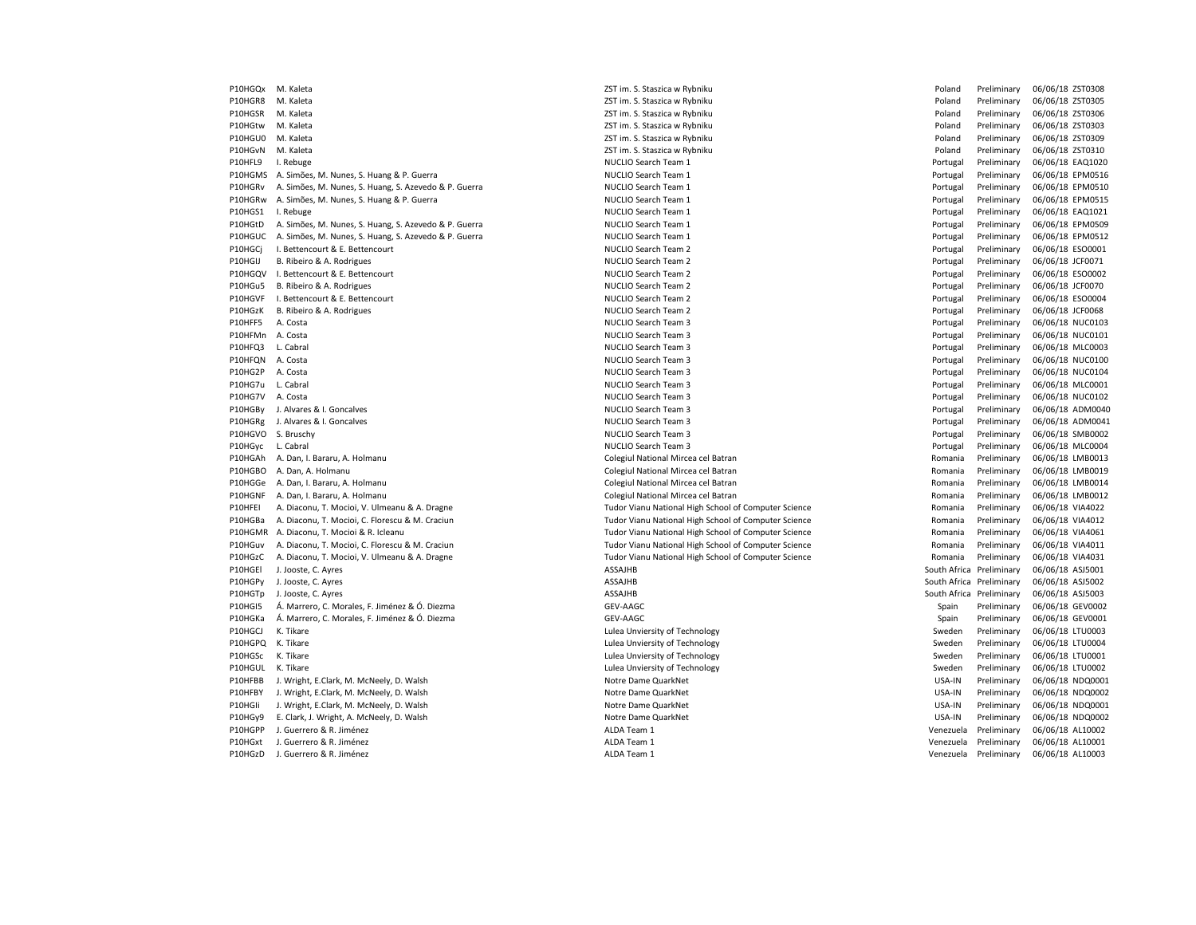| | | | | | | |
|---|---|---|---|---|---|---|
| P10HGQx | M. Kaleta | ZST im. S. Staszica w Rybniku | Poland | Preliminary | 06/06/18 | ZST0308 |
| P10HGR8 | M. Kaleta | ZST im. S. Staszica w Rybniku | Poland | Preliminary | 06/06/18 | ZST0305 |
| P10HGSR | M. Kaleta | ZST im. S. Staszica w Rybniku | Poland | Preliminary | 06/06/18 | ZST0306 |
| P10HGtw | M. Kaleta | ZST im. S. Staszica w Rybniku | Poland | Preliminary | 06/06/18 | ZST0303 |
| P10HGU0 | M. Kaleta | ZST im. S. Staszica w Rybniku | Poland | Preliminary | 06/06/18 | ZST0309 |
| P10HGvN | M. Kaleta | ZST im. S. Staszica w Rybniku | Poland | Preliminary | 06/06/18 | ZST0310 |
| P10HFL9 | I. Rebuge | NUCLIO Search Team 1 | Portugal | Preliminary | 06/06/18 | EAQ1020 |
| P10HGMS | A. Simões, M. Nunes, S. Huang & P. Guerra | NUCLIO Search Team 1 | Portugal | Preliminary | 06/06/18 | EPM0516 |
| P10HGRv | A. Simões, M. Nunes, S. Huang, S. Azevedo & P. Guerra | NUCLIO Search Team 1 | Portugal | Preliminary | 06/06/18 | EPM0510 |
| P10HGRw | A. Simões, M. Nunes, S. Huang & P. Guerra | NUCLIO Search Team 1 | Portugal | Preliminary | 06/06/18 | EPM0515 |
| P10HGS1 | I. Rebuge | NUCLIO Search Team 1 | Portugal | Preliminary | 06/06/18 | EAQ1021 |
| P10HGtD | A. Simões, M. Nunes, S. Huang, S. Azevedo & P. Guerra | NUCLIO Search Team 1 | Portugal | Preliminary | 06/06/18 | EPM0509 |
| P10HGUC | A. Simões, M. Nunes, S. Huang, S. Azevedo & P. Guerra | NUCLIO Search Team 1 | Portugal | Preliminary | 06/06/18 | EPM0512 |
| P10HGCj | I. Bettencourt & E. Bettencourt | NUCLIO Search Team 2 | Portugal | Preliminary | 06/06/18 | ESO0001 |
| P10HGIJ | B. Ribeiro & A. Rodrigues | NUCLIO Search Team 2 | Portugal | Preliminary | 06/06/18 | JCF0071 |
| P10HGQV | I. Bettencourt & E. Bettencourt | NUCLIO Search Team 2 | Portugal | Preliminary | 06/06/18 | ESO0002 |
| P10HGu5 | B. Ribeiro & A. Rodrigues | NUCLIO Search Team 2 | Portugal | Preliminary | 06/06/18 | JCF0070 |
| P10HGVF | I. Bettencourt & E. Bettencourt | NUCLIO Search Team 2 | Portugal | Preliminary | 06/06/18 | ESO0004 |
| P10HGzK | B. Ribeiro & A. Rodrigues | NUCLIO Search Team 2 | Portugal | Preliminary | 06/06/18 | JCF0068 |
| P10HFF5 | A. Costa | NUCLIO Search Team 3 | Portugal | Preliminary | 06/06/18 | NUC0103 |
| P10HFMn | A. Costa | NUCLIO Search Team 3 | Portugal | Preliminary | 06/06/18 | NUC0101 |
| P10HFQ3 | L. Cabral | NUCLIO Search Team 3 | Portugal | Preliminary | 06/06/18 | MLC0003 |
| P10HFQN | A. Costa | NUCLIO Search Team 3 | Portugal | Preliminary | 06/06/18 | NUC0100 |
| P10HG2P | A. Costa | NUCLIO Search Team 3 | Portugal | Preliminary | 06/06/18 | NUC0104 |
| P10HG7u | L. Cabral | NUCLIO Search Team 3 | Portugal | Preliminary | 06/06/18 | MLC0001 |
| P10HG7V | A. Costa | NUCLIO Search Team 3 | Portugal | Preliminary | 06/06/18 | NUC0102 |
| P10HGBy | J. Alvares & I. Goncalves | NUCLIO Search Team 3 | Portugal | Preliminary | 06/06/18 | ADM0040 |
| P10HGRg | J. Alvares & I. Goncalves | NUCLIO Search Team 3 | Portugal | Preliminary | 06/06/18 | ADM0041 |
| P10HGVO | S. Bruschy | NUCLIO Search Team 3 | Portugal | Preliminary | 06/06/18 | SMB0002 |
| P10HGyc | L. Cabral | NUCLIO Search Team 3 | Portugal | Preliminary | 06/06/18 | MLC0004 |
| P10HGAh | A. Dan, I. Bararu, A. Holmanu | Colegiul National Mircea cel Batran | Romania | Preliminary | 06/06/18 | LMB0013 |
| P10HGBO | A. Dan, A. Holmanu | Colegiul National Mircea cel Batran | Romania | Preliminary | 06/06/18 | LMB0019 |
| P10HGGe | A. Dan, I. Bararu, A. Holmanu | Colegiul National Mircea cel Batran | Romania | Preliminary | 06/06/18 | LMB0014 |
| P10HGNF | A. Dan, I. Bararu, A. Holmanu | Colegiul National Mircea cel Batran | Romania | Preliminary | 06/06/18 | LMB0012 |
| P10HFEI | A. Diaconu, T. Mocioi, V. Ulmeanu & A. Dragne | Tudor Vianu National High School of Computer Science | Romania | Preliminary | 06/06/18 | VIA4022 |
| P10HGBa | A. Diaconu, T. Mocioi, C. Florescu & M. Craciun | Tudor Vianu National High School of Computer Science | Romania | Preliminary | 06/06/18 | VIA4012 |
| P10HGMR | A. Diaconu, T. Mocioi & R. Icleanu | Tudor Vianu National High School of Computer Science | Romania | Preliminary | 06/06/18 | VIA4061 |
| P10HGuv | A. Diaconu, T. Mocioi, C. Florescu & M. Craciun | Tudor Vianu National High School of Computer Science | Romania | Preliminary | 06/06/18 | VIA4011 |
| P10HGzC | A. Diaconu, T. Mocioi, V. Ulmeanu & A. Dragne | Tudor Vianu National High School of Computer Science | Romania | Preliminary | 06/06/18 | VIA4031 |
| P10HGEl | J. Jooste, C. Ayres | ASSAJHB | South Africa | Preliminary | 06/06/18 | ASJ5001 |
| P10HGPy | J. Jooste, C. Ayres | ASSAJHB | South Africa | Preliminary | 06/06/18 | ASJ5002 |
| P10HGTp | J. Jooste, C. Ayres | ASSAJHB | South Africa | Preliminary | 06/06/18 | ASJ5003 |
| P10HGI5 | Á. Marrero, C. Morales, F. Jiménez & Ó. Diezma | GEV-AAGC | Spain | Preliminary | 06/06/18 | GEV0002 |
| P10HGKa | Á. Marrero, C. Morales, F. Jiménez & Ó. Diezma | GEV-AAGC | Spain | Preliminary | 06/06/18 | GEV0001 |
| P10HGCJ | K. Tikare | Lulea Unviersity of Technology | Sweden | Preliminary | 06/06/18 | LTU0003 |
| P10HGPQ | K. Tikare | Lulea Unviersity of Technology | Sweden | Preliminary | 06/06/18 | LTU0004 |
| P10HGSc | K. Tikare | Lulea Unviersity of Technology | Sweden | Preliminary | 06/06/18 | LTU0001 |
| P10HGUL | K. Tikare | Lulea Unviersity of Technology | Sweden | Preliminary | 06/06/18 | LTU0002 |
| P10HFBB | J. Wright, E.Clark, M. McNeely, D. Walsh | Notre Dame QuarkNet | USA-IN | Preliminary | 06/06/18 | NDQ0001 |
| P10HFBY | J. Wright, E.Clark, M. McNeely, D. Walsh | Notre Dame QuarkNet | USA-IN | Preliminary | 06/06/18 | NDQ0002 |
| P10HGIi | J. Wright, E.Clark, M. McNeely, D. Walsh | Notre Dame QuarkNet | USA-IN | Preliminary | 06/06/18 | NDQ0001 |
| P10HGy9 | E. Clark, J. Wright, A. McNeely, D. Walsh | Notre Dame QuarkNet | USA-IN | Preliminary | 06/06/18 | NDQ0002 |
| P10HGPP | J. Guerrero & R. Jiménez | ALDA Team 1 | Venezuela | Preliminary | 06/06/18 | AL10002 |
| P10HGxt | J. Guerrero & R. Jiménez | ALDA Team 1 | Venezuela | Preliminary | 06/06/18 | AL10001 |
| P10HGzD | J. Guerrero & R. Jiménez | ALDA Team 1 | Venezuela | Preliminary | 06/06/18 | AL10003 |